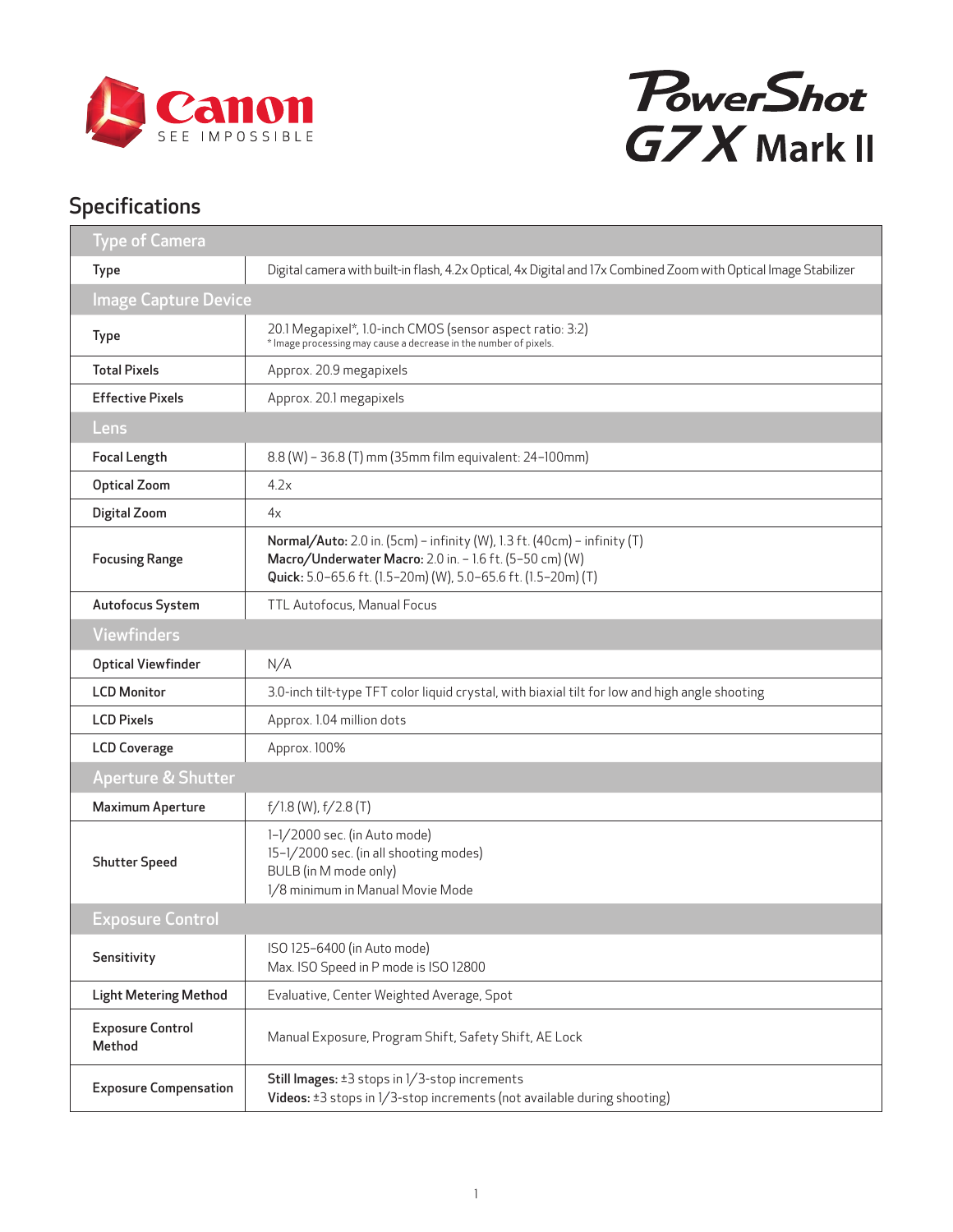# Canon SEE IMPOSSIBLE

# PowerShot G7 X Mark II

## Specifications

| Type of Camera | |
|---|---|
| **Type** | Digital camera with built-in flash, 4.2x Optical, 4x Digital and 17x Combined Zoom with Optical Image Stabilizer |
| **Image Capture Device** | |
| **Type** | 20.1 Megapixel*, 1.0-inch CMOS (sensor aspect ratio: 3:2)<br>* Image processing may cause a decrease in the number of pixels. |
| **Total Pixels** | Approx. 20.9 megapixels |
| **Effective Pixels** | Approx. 20.1 megapixels |
| **Lens** | |
| **Focal Length** | 8.8 (W) – 36.8 (T) mm (35mm film equivalent: 24–100mm) |
| **Optical Zoom** | 4.2x |
| **Digital Zoom** | 4x |
| **Focusing Range** | **Normal/Auto:** 2.0 in. (5cm) – infinity (W), 1.3 ft. (40cm) – infinity (T)<br>**Macro/Underwater Macro:** 2.0 in. – 1.6 ft. (5–50 cm) (W)<br>**Quick:** 5.0–65.6 ft. (1.5–20m) (W), 5.0–65.6 ft. (1.5–20m) (T) |
| **Autofocus System** | TTL Autofocus, Manual Focus |
| **Viewfinders** | |
| **Optical Viewfinder** | N/A |
| **LCD Monitor** | 3.0-inch tilt-type TFT color liquid crystal, with biaxial tilt for low and high angle shooting |
| **LCD Pixels** | Approx. 1.04 million dots |
| **LCD Coverage** | Approx. 100% |
| **Aperture & Shutter** | |
| **Maximum Aperture** | f/1.8 (W), f/2.8 (T) |
| **Shutter Speed** | 1–1/2000 sec. (in Auto mode)<br>15–1/2000 sec. (in all shooting modes)<br>BULB (in M mode only)<br>1/8 minimum in Manual Movie Mode |
| **Exposure Control** | |
| **Sensitivity** | ISO 125–6400 (in Auto mode)<br>Max. ISO Speed in P mode is ISO 12800 |
| **Light Metering Method** | Evaluative, Center Weighted Average, Spot |
| **Exposure Control Method** | Manual Exposure, Program Shift, Safety Shift, AE Lock |
| **Exposure Compensation** | **Still Images:** ±3 stops in 1/3-stop increments<br>**Videos:** ±3 stops in 1/3-stop increments (not available during shooting) |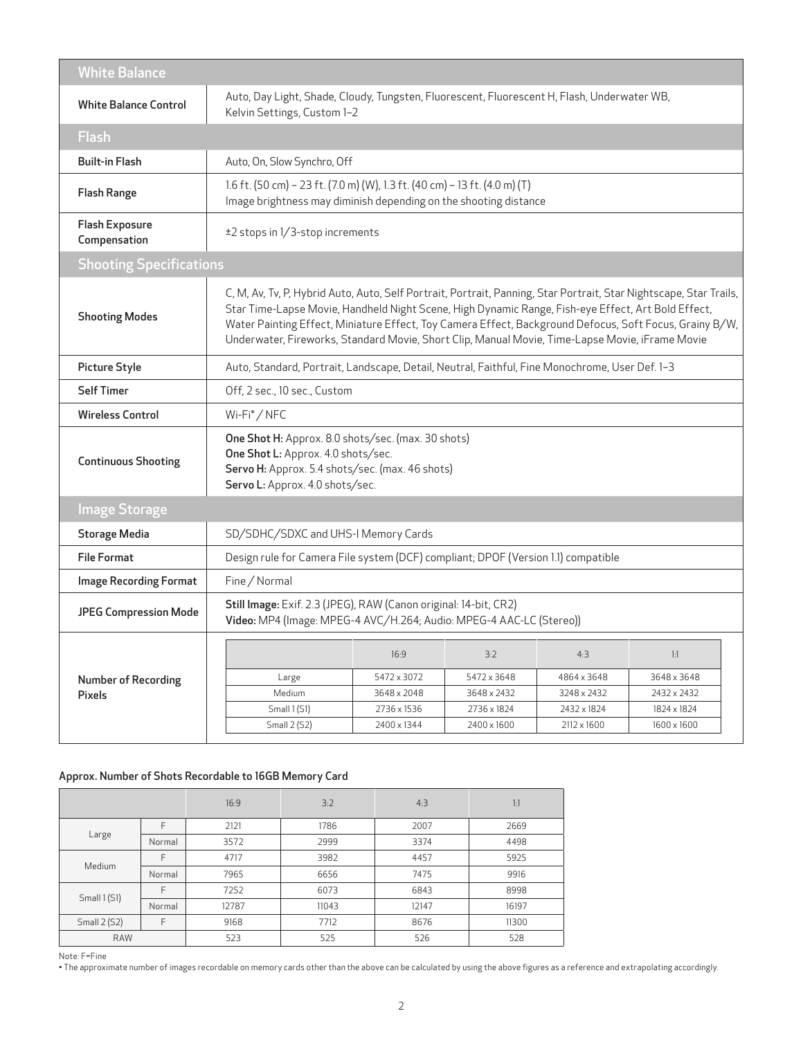## White Balance

| | |
|---|---|
| **White Balance Control** | Auto, Day Light, Shade, Cloudy, Tungsten, Fluorescent, Fluorescent H, Flash, Underwater WB, Kelvin Settings, Custom 1–2 |

## Flash

| | |
|---|---|
| **Built-in Flash** | Auto, On, Slow Synchro, Off |
| **Flash Range** | 1.6 ft. (50 cm) – 23 ft. (7.0 m) (W), 1.3 ft. (40 cm) – 13 ft. (4.0 m) (T)<br>Image brightness may diminish depending on the shooting distance |
| **Flash Exposure Compensation** | ±2 stops in 1/3-stop increments |

## Shooting Specifications

| | |
|---|---|
| **Shooting Modes** | C, M, Av, Tv, P, Hybrid Auto, Auto, Self Portrait, Portrait, Panning, Star Portrait, Star Nightscape, Star Trails, Star Time-Lapse Movie, Handheld Night Scene, High Dynamic Range, Fish-eye Effect, Art Bold Effect, Water Painting Effect, Miniature Effect, Toy Camera Effect, Background Defocus, Soft Focus, Grainy B/W, Underwater, Fireworks, Standard Movie, Short Clip, Manual Movie, Time-Lapse Movie, iFrame Movie |
| **Picture Style** | Auto, Standard, Portrait, Landscape, Detail, Neutral, Faithful, Fine Monochrome, User Def. 1–3 |
| **Self Timer** | Off, 2 sec., 10 sec., Custom |
| **Wireless Control** | Wi-Fi* / NFC |
| **Continuous Shooting** | **One Shot H:** Approx. 8.0 shots/sec. (max. 30 shots)<br>**One Shot L:** Approx. 4.0 shots/sec.<br>**Servo H:** Approx. 5.4 shots/sec. (max. 46 shots)<br>**Servo L:** Approx. 4.0 shots/sec. |

## Image Storage

| | |
|---|---|
| **Storage Media** | SD/SDHC/SDXC and UHS-I Memory Cards |
| **File Format** | Design rule for Camera File system (DCF) compliant; DPOF (Version 1.1) compatible |
| **Image Recording Format** | Fine / Normal |
| **JPEG Compression Mode** | **Still Image:** Exif. 2.3 (JPEG), RAW (Canon original: 14-bit, CR2)<br>**Video:** MP4 (Image: MPEG-4 AVC/H.264; Audio: MPEG-4 AAC-LC (Stereo)) |

**Number of Recording Pixels**

| | 16:9 | 3:2 | 4:3 | 1:1 |
|---|---|---|---|---|
| Large | 5472 x 3072 | 5472 x 3648 | 4864 x 3648 | 3648 x 3648 |
| Medium | 3648 x 2048 | 3648 x 2432 | 3248 x 2432 | 2432 x 2432 |
| Small 1 (S1) | 2736 x 1536 | 2736 x 1824 | 2432 x 1824 | 1824 x 1824 |
| Small 2 (S2) | 2400 x 1344 | 2400 x 1600 | 2112 x 1600 | 1600 x 1600 |

### Approx. Number of Shots Recordable to 16GB Memory Card

| | | 16:9 | 3:2 | 4:3 | 1:1 |
|---|---|---|---|---|---|
| Large | F | 2121 | 1786 | 2007 | 2669 |
| | Normal | 3572 | 2999 | 3374 | 4498 |
| Medium | F | 4717 | 3982 | 4457 | 5925 |
| | Normal | 7965 | 6656 | 7475 | 9916 |
| Small 1 (S1) | F | 7252 | 6073 | 6843 | 8998 |
| | Normal | 12787 | 11043 | 12147 | 16197 |
| Small 2 (S2) | F | 9168 | 7712 | 8676 | 11300 |
| RAW | | 523 | 525 | 526 | 528 |

Note: F=Fine

• The approximate number of images recordable on memory cards other than the above can be calculated by using the above figures as a reference and extrapolating accordingly.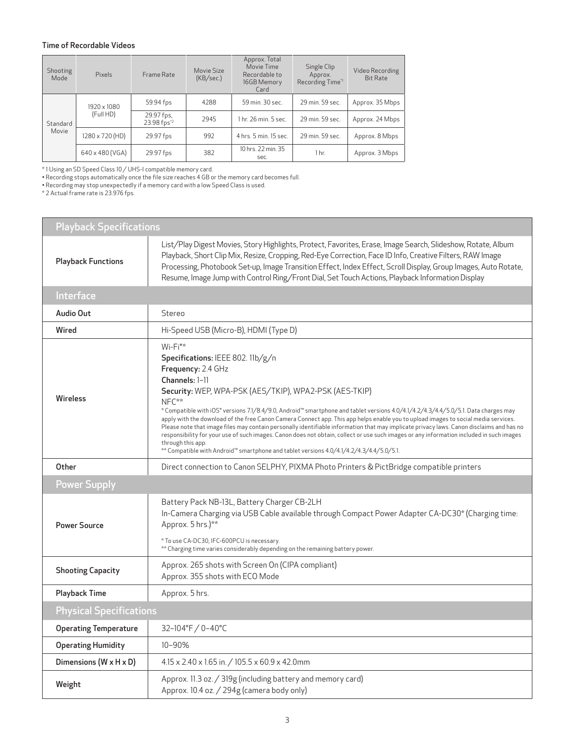### Time of Recordable Videos

| Shooting Mode | Pixels | Frame Rate | Movie Size (KB/sec.) | Approx. Total Movie Time Recordable to 16GB Memory Card | Single Clip Approx. Recording Time[*1] | Video Recording Bit Rate |
|---|---|---|---|---|---|---|
| Standard Movie | 1920 x 1080 (Full HD) | 59.94 fps | 4288 | 59 min. 30 sec. | 29 min. 59 sec. | Approx. 35 Mbps |
| | | 29.97 fps, 23.98 fps[*2] | 2945 | 1 hr. 26 min. 5 sec. | 29 min. 59 sec. | Approx. 24 Mbps |
| | 1280 x 720 (HD) | 29.97 fps | 992 | 4 hrs. 5 min. 15 sec. | 29 min. 59 sec. | Approx. 8 Mbps |
| | 640 x 480 (VGA) | 29.97 fps | 382 | 10 hrs. 22 min. 35 sec. | 1 hr. | Approx. 3 Mbps |

* 1 Using an SD Speed Class 10 / UHS-I compatible memory card.
• Recording stops automatically once the file size reaches 4 GB or the memory card becomes full.
• Recording may stop unexpectedly if a memory card with a low Speed Class is used.
* 2 Actual frame rate is 23.976 fps.

| Playback Specifications | |
|---|---|
| Playback Functions | List/Play Digest Movies, Story Highlights, Protect, Favorites, Erase, Image Search, Slideshow, Rotate, Album Playback, Short Clip Mix, Resize, Cropping, Red-Eye Correction, Face ID Info, Creative Filters, RAW Image Processing, Photobook Set-up, Image Transition Effect, Index Effect, Scroll Display, Group Images, Auto Rotate, Resume, Image Jump with Control Ring/Front Dial, Set Touch Actions, Playback Information Display |
| **Interface** | |
| Audio Out | Stereo |
| Wired | Hi-Speed USB (Micro-B), HDMI (Type D) |
| Wireless | Wi-Fi*<br>**Specifications:** IEEE 802. 11b/g/n<br>**Frequency:** 2.4 GHz<br>**Channels:** 1–11<br>**Security:** WEP, WPA-PSK (AES/TKIP), WPA2-PSK (AES-TKIP)<br>NFC**<br>* Compatible with iOS® versions 7.1/8.4/9.0, Android™ smartphone and tablet versions 4.0/4.1/4.2/4.3/4.4/5.0/5.1. Data charges may apply with the download of the free Canon Camera Connect app. This app helps enable you to upload images to social media services. Please note that image files may contain personally identifiable information that may implicate privacy laws. Canon disclaims and has no responsibility for your use of such images. Canon does not obtain, collect or use such images or any information included in such images through this app.<br>** Compatible with Android™ smartphone and tablet versions 4.0/4.1/4.2/4.3/4.4/5.0/5.1. |
| Other | Direct connection to Canon SELPHY, PIXMA Photo Printers & PictBridge compatible printers |
| **Power Supply** | |
| Power Source | Battery Pack NB-13L, Battery Charger CB-2LH<br>In-Camera Charging via USB Cable available through Compact Power Adapter CA-DC30* (Charging time: Approx. 5 hrs.)**<br>* To use CA-DC30, IFC-600PCU is necessary.<br>** Charging time varies considerably depending on the remaining battery power. |
| Shooting Capacity | Approx. 265 shots with Screen On (CIPA compliant)<br>Approx. 355 shots with ECO Mode |
| Playback Time | Approx. 5 hrs. |
| **Physical Specifications** | |
| Operating Temperature | 32–104°F / 0–40°C |
| Operating Humidity | 10–90% |
| Dimensions (W x H x D) | 4.15 x 2.40 x 1.65 in. / 105.5 x 60.9 x 42.0mm |
| Weight | Approx. 11.3 oz. / 319g (including battery and memory card)<br>Approx. 10.4 oz. / 294g (camera body only) |